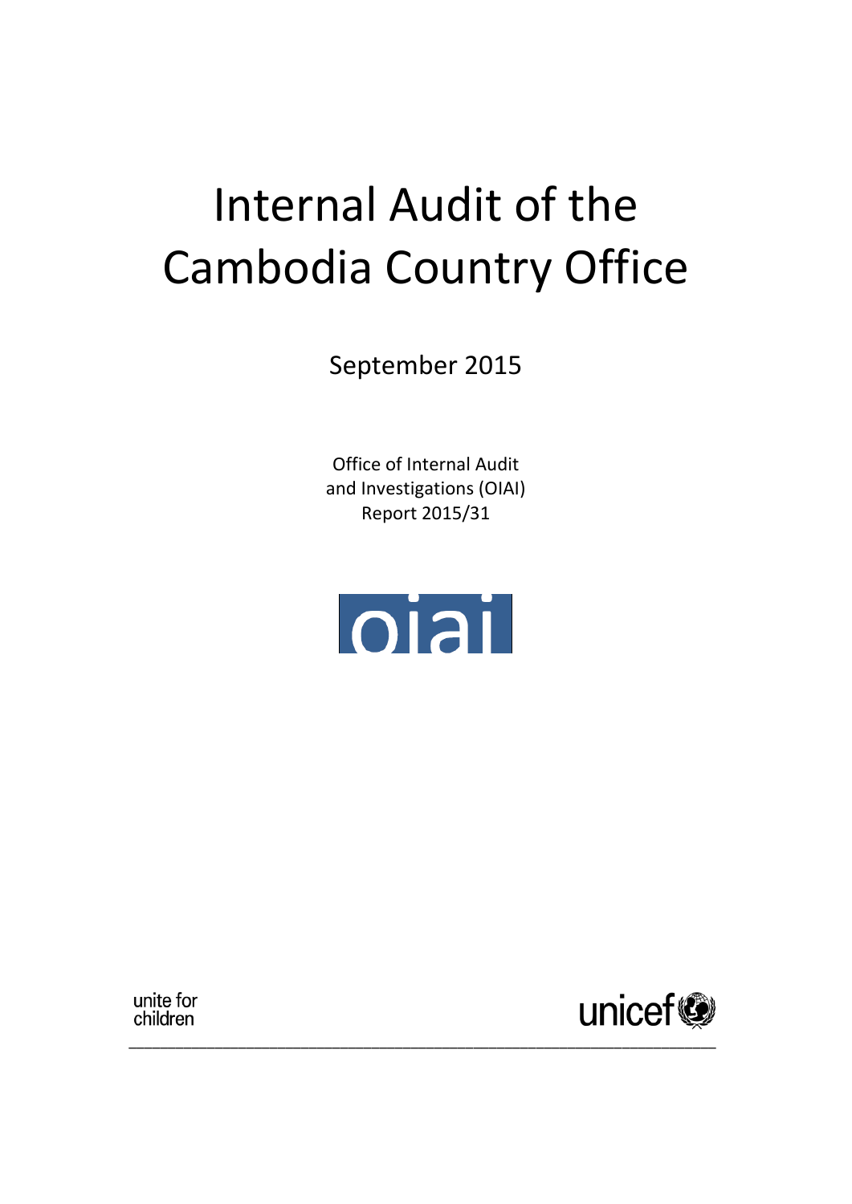# Internal Audit of the Cambodia Country Office

September 2015

Office of Internal Audit and Investigations (OIAI)
Report 2015/31

oiai

unite for children

unicef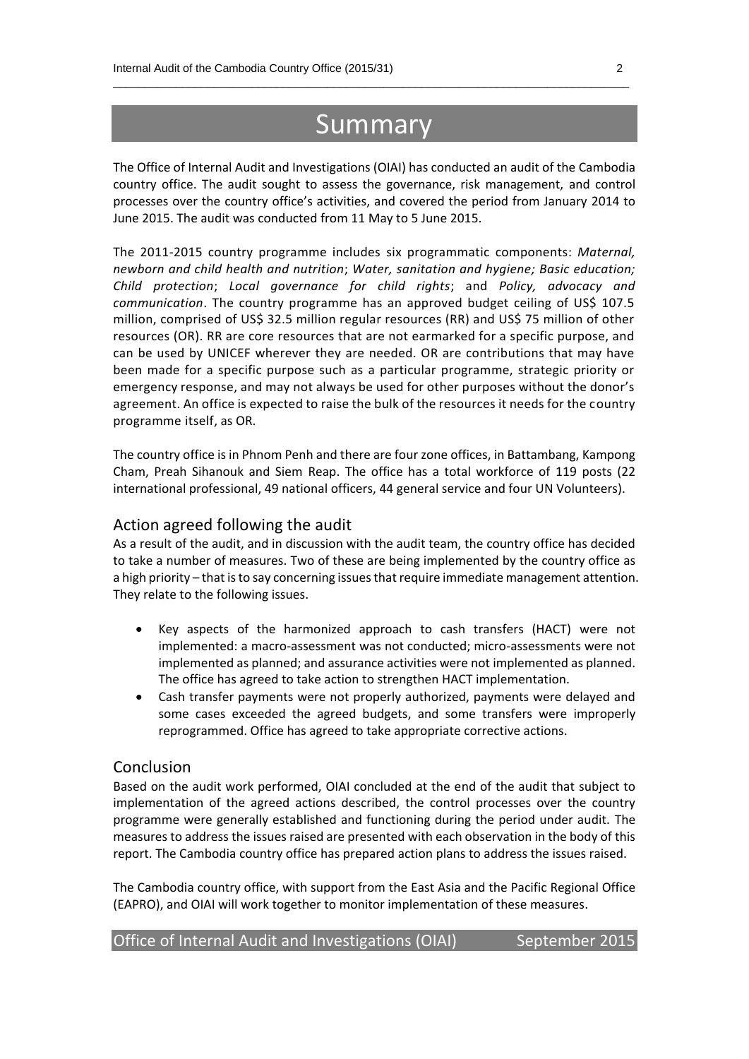# Summary

The Office of Internal Audit and Investigations (OIAI) has conducted an audit of the Cambodia country office. The audit sought to assess the governance, risk management, and control processes over the country office's activities, and covered the period from January 2014 to June 2015. The audit was conducted from 11 May to 5 June 2015.

The 2011-2015 country programme includes six programmatic components: *Maternal, newborn and child health and nutrition*; *Water, sanitation and hygiene; Basic education; Child protection*; *Local governance for child rights*; and *Policy, advocacy and communication*. The country programme has an approved budget ceiling of US$ 107.5 million, comprised of US$ 32.5 million regular resources (RR) and US$ 75 million of other resources (OR). RR are core resources that are not earmarked for a specific purpose, and can be used by UNICEF wherever they are needed. OR are contributions that may have been made for a specific purpose such as a particular programme, strategic priority or emergency response, and may not always be used for other purposes without the donor's agreement. An office is expected to raise the bulk of the resources it needs for the country programme itself, as OR.

The country office is in Phnom Penh and there are four zone offices, in Battambang, Kampong Cham, Preah Sihanouk and Siem Reap. The office has a total workforce of 119 posts (22 international professional, 49 national officers, 44 general service and four UN Volunteers).

## Action agreed following the audit

As a result of the audit, and in discussion with the audit team, the country office has decided to take a number of measures. Two of these are being implemented by the country office as a high priority – that is to say concerning issues that require immediate management attention. They relate to the following issues.

- Key aspects of the harmonized approach to cash transfers (HACT) were not implemented: a macro-assessment was not conducted; micro-assessments were not implemented as planned; and assurance activities were not implemented as planned. The office has agreed to take action to strengthen HACT implementation.
- Cash transfer payments were not properly authorized, payments were delayed and some cases exceeded the agreed budgets, and some transfers were improperly reprogrammed. Office has agreed to take appropriate corrective actions.

## Conclusion

Based on the audit work performed, OIAI concluded at the end of the audit that subject to implementation of the agreed actions described, the control processes over the country programme were generally established and functioning during the period under audit. The measures to address the issues raised are presented with each observation in the body of this report. The Cambodia country office has prepared action plans to address the issues raised.

The Cambodia country office, with support from the East Asia and the Pacific Regional Office (EAPRO), and OIAI will work together to monitor implementation of these measures.

Office of Internal Audit and Investigations (OIAI) September 2015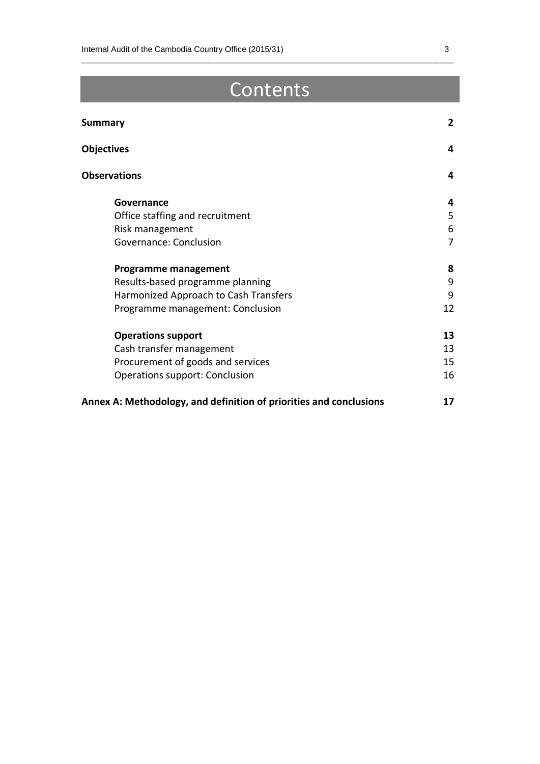# Contents

| | |
|---|---|
| **Summary** | **2** |
| **Objectives** | **4** |
| **Observations** | **4** |
| **Governance** | **4** |
| Office staffing and recruitment | 5 |
| Risk management | 6 |
| Governance: Conclusion | 7 |
| **Programme management** | **8** |
| Results-based programme planning | 9 |
| Harmonized Approach to Cash Transfers | 9 |
| Programme management: Conclusion | 12 |
| **Operations support** | **13** |
| Cash transfer management | 13 |
| Procurement of goods and services | 15 |
| Operations support: Conclusion | 16 |
| **Annex A: Methodology, and definition of priorities and conclusions** | **17** |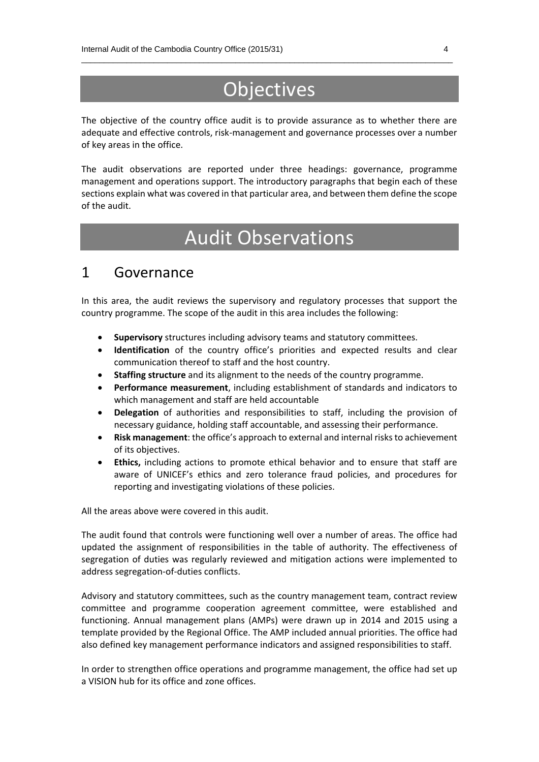# Objectives

The objective of the country office audit is to provide assurance as to whether there are adequate and effective controls, risk-management and governance processes over a number of key areas in the office.

The audit observations are reported under three headings: governance, programme management and operations support. The introductory paragraphs that begin each of these sections explain what was covered in that particular area, and between them define the scope of the audit.

# Audit Observations

## 1 Governance

In this area, the audit reviews the supervisory and regulatory processes that support the country programme. The scope of the audit in this area includes the following:

- **Supervisory** structures including advisory teams and statutory committees.
- **Identification** of the country office's priorities and expected results and clear communication thereof to staff and the host country.
- **Staffing structure** and its alignment to the needs of the country programme.
- **Performance measurement**, including establishment of standards and indicators to which management and staff are held accountable
- **Delegation** of authorities and responsibilities to staff, including the provision of necessary guidance, holding staff accountable, and assessing their performance.
- **Risk management**: the office's approach to external and internal risks to achievement of its objectives.
- **Ethics,** including actions to promote ethical behavior and to ensure that staff are aware of UNICEF's ethics and zero tolerance fraud policies, and procedures for reporting and investigating violations of these policies.

All the areas above were covered in this audit.

The audit found that controls were functioning well over a number of areas. The office had updated the assignment of responsibilities in the table of authority. The effectiveness of segregation of duties was regularly reviewed and mitigation actions were implemented to address segregation-of-duties conflicts.

Advisory and statutory committees, such as the country management team, contract review committee and programme cooperation agreement committee, were established and functioning. Annual management plans (AMPs) were drawn up in 2014 and 2015 using a template provided by the Regional Office. The AMP included annual priorities. The office had also defined key management performance indicators and assigned responsibilities to staff.

In order to strengthen office operations and programme management, the office had set up a VISION hub for its office and zone offices.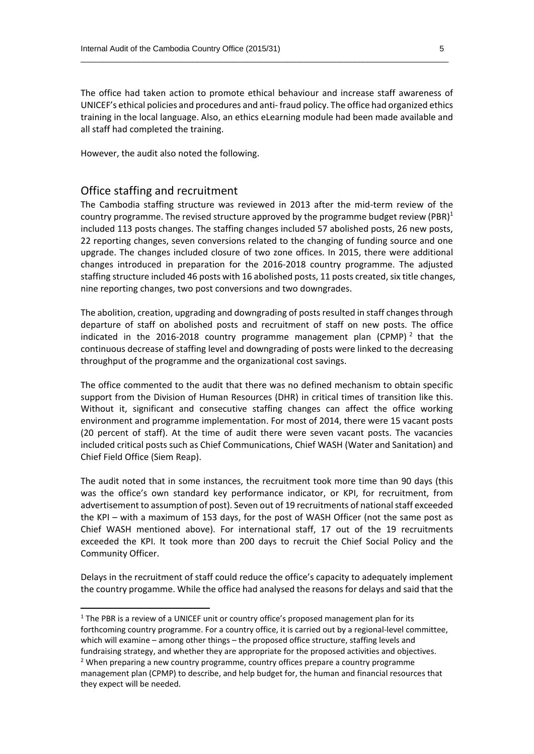The office had taken action to promote ethical behaviour and increase staff awareness of UNICEF's ethical policies and procedures and anti- fraud policy. The office had organized ethics training in the local language. Also, an ethics eLearning module had been made available and all staff had completed the training.

However, the audit also noted the following.

## Office staffing and recruitment

The Cambodia staffing structure was reviewed in 2013 after the mid-term review of the country programme. The revised structure approved by the programme budget review (PBR)[1] included 113 posts changes. The staffing changes included 57 abolished posts, 26 new posts, 22 reporting changes, seven conversions related to the changing of funding source and one upgrade. The changes included closure of two zone offices. In 2015, there were additional changes introduced in preparation for the 2016-2018 country programme. The adjusted staffing structure included 46 posts with 16 abolished posts, 11 posts created, six title changes, nine reporting changes, two post conversions and two downgrades.

The abolition, creation, upgrading and downgrading of posts resulted in staff changes through departure of staff on abolished posts and recruitment of staff on new posts. The office indicated in the 2016-2018 country programme management plan (CPMP)[2] that the continuous decrease of staffing level and downgrading of posts were linked to the decreasing throughput of the programme and the organizational cost savings.

The office commented to the audit that there was no defined mechanism to obtain specific support from the Division of Human Resources (DHR) in critical times of transition like this. Without it, significant and consecutive staffing changes can affect the office working environment and programme implementation. For most of 2014, there were 15 vacant posts (20 percent of staff). At the time of audit there were seven vacant posts. The vacancies included critical posts such as Chief Communications, Chief WASH (Water and Sanitation) and Chief Field Office (Siem Reap).

The audit noted that in some instances, the recruitment took more time than 90 days (this was the office's own standard key performance indicator, or KPI, for recruitment, from advertisement to assumption of post). Seven out of 19 recruitments of national staff exceeded the KPI – with a maximum of 153 days, for the post of WASH Officer (not the same post as Chief WASH mentioned above). For international staff, 17 out of the 19 recruitments exceeded the KPI. It took more than 200 days to recruit the Chief Social Policy and the Community Officer.

Delays in the recruitment of staff could reduce the office's capacity to adequately implement the country progamme. While the office had analysed the reasons for delays and said that the

---

[1] The PBR is a review of a UNICEF unit or country office's proposed management plan for its forthcoming country programme. For a country office, it is carried out by a regional-level committee, which will examine – among other things – the proposed office structure, staffing levels and fundraising strategy, and whether they are appropriate for the proposed activities and objectives.

[2] When preparing a new country programme, country offices prepare a country programme management plan (CPMP) to describe, and help budget for, the human and financial resources that they expect will be needed.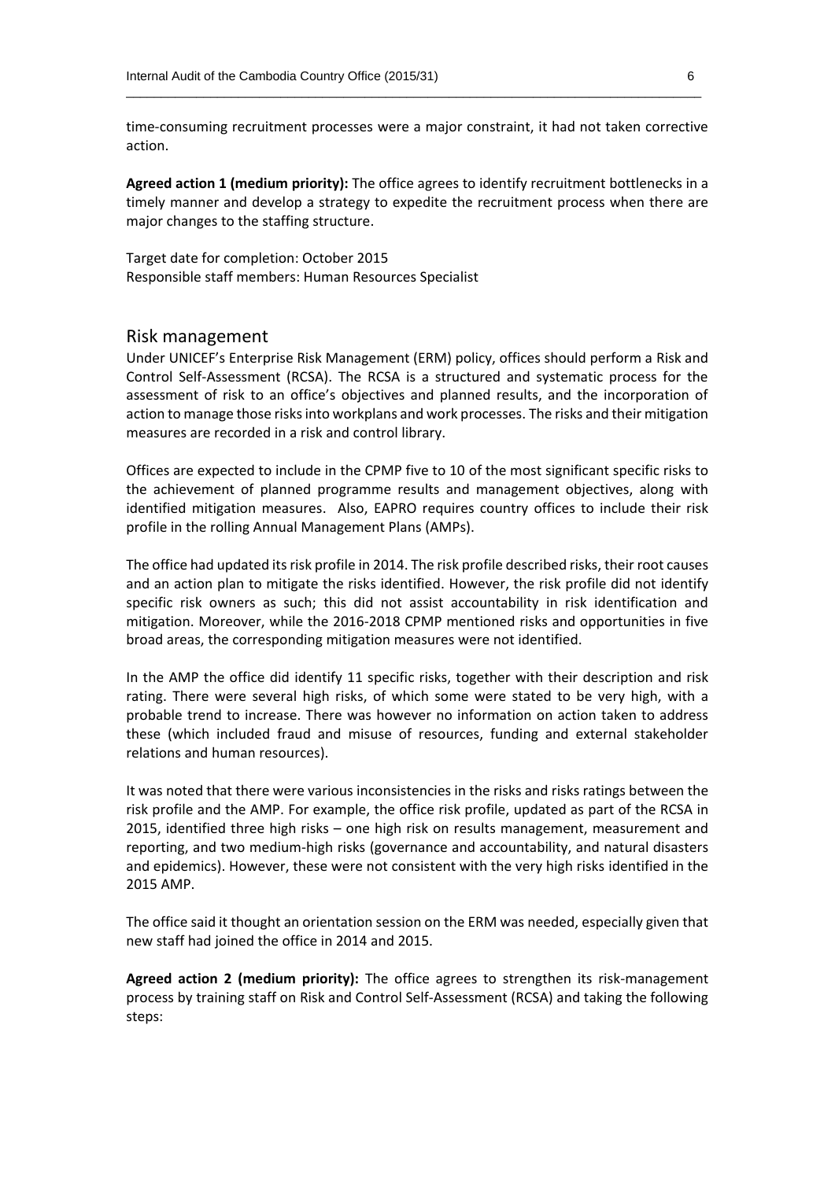time-consuming recruitment processes were a major constraint, it had not taken corrective action.

**Agreed action 1 (medium priority):** The office agrees to identify recruitment bottlenecks in a timely manner and develop a strategy to expedite the recruitment process when there are major changes to the staffing structure.

Target date for completion: October 2015
Responsible staff members: Human Resources Specialist

## Risk management

Under UNICEF's Enterprise Risk Management (ERM) policy, offices should perform a Risk and Control Self-Assessment (RCSA). The RCSA is a structured and systematic process for the assessment of risk to an office's objectives and planned results, and the incorporation of action to manage those risks into workplans and work processes. The risks and their mitigation measures are recorded in a risk and control library.

Offices are expected to include in the CPMP five to 10 of the most significant specific risks to the achievement of planned programme results and management objectives, along with identified mitigation measures. Also, EAPRO requires country offices to include their risk profile in the rolling Annual Management Plans (AMPs).

The office had updated its risk profile in 2014. The risk profile described risks, their root causes and an action plan to mitigate the risks identified. However, the risk profile did not identify specific risk owners as such; this did not assist accountability in risk identification and mitigation. Moreover, while the 2016-2018 CPMP mentioned risks and opportunities in five broad areas, the corresponding mitigation measures were not identified.

In the AMP the office did identify 11 specific risks, together with their description and risk rating. There were several high risks, of which some were stated to be very high, with a probable trend to increase. There was however no information on action taken to address these (which included fraud and misuse of resources, funding and external stakeholder relations and human resources).

It was noted that there were various inconsistencies in the risks and risks ratings between the risk profile and the AMP. For example, the office risk profile, updated as part of the RCSA in 2015, identified three high risks – one high risk on results management, measurement and reporting, and two medium-high risks (governance and accountability, and natural disasters and epidemics). However, these were not consistent with the very high risks identified in the 2015 AMP.

The office said it thought an orientation session on the ERM was needed, especially given that new staff had joined the office in 2014 and 2015.

**Agreed action 2 (medium priority):** The office agrees to strengthen its risk-management process by training staff on Risk and Control Self-Assessment (RCSA) and taking the following steps: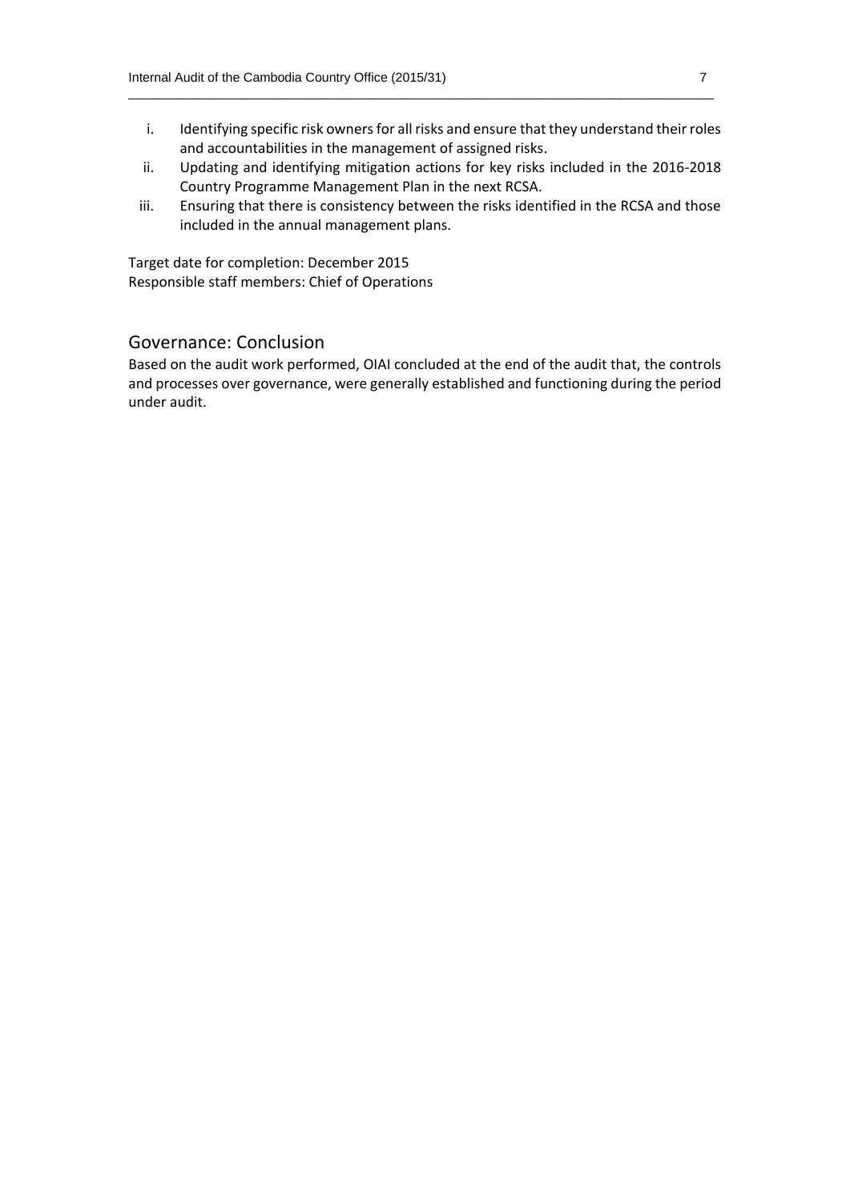i. Identifying specific risk owners for all risks and ensure that they understand their roles and accountabilities in the management of assigned risks.
ii. Updating and identifying mitigation actions for key risks included in the 2016-2018 Country Programme Management Plan in the next RCSA.
iii. Ensuring that there is consistency between the risks identified in the RCSA and those included in the annual management plans.

Target date for completion: December 2015
Responsible staff members: Chief of Operations

## Governance: Conclusion

Based on the audit work performed, OIAI concluded at the end of the audit that, the controls and processes over governance, were generally established and functioning during the period under audit.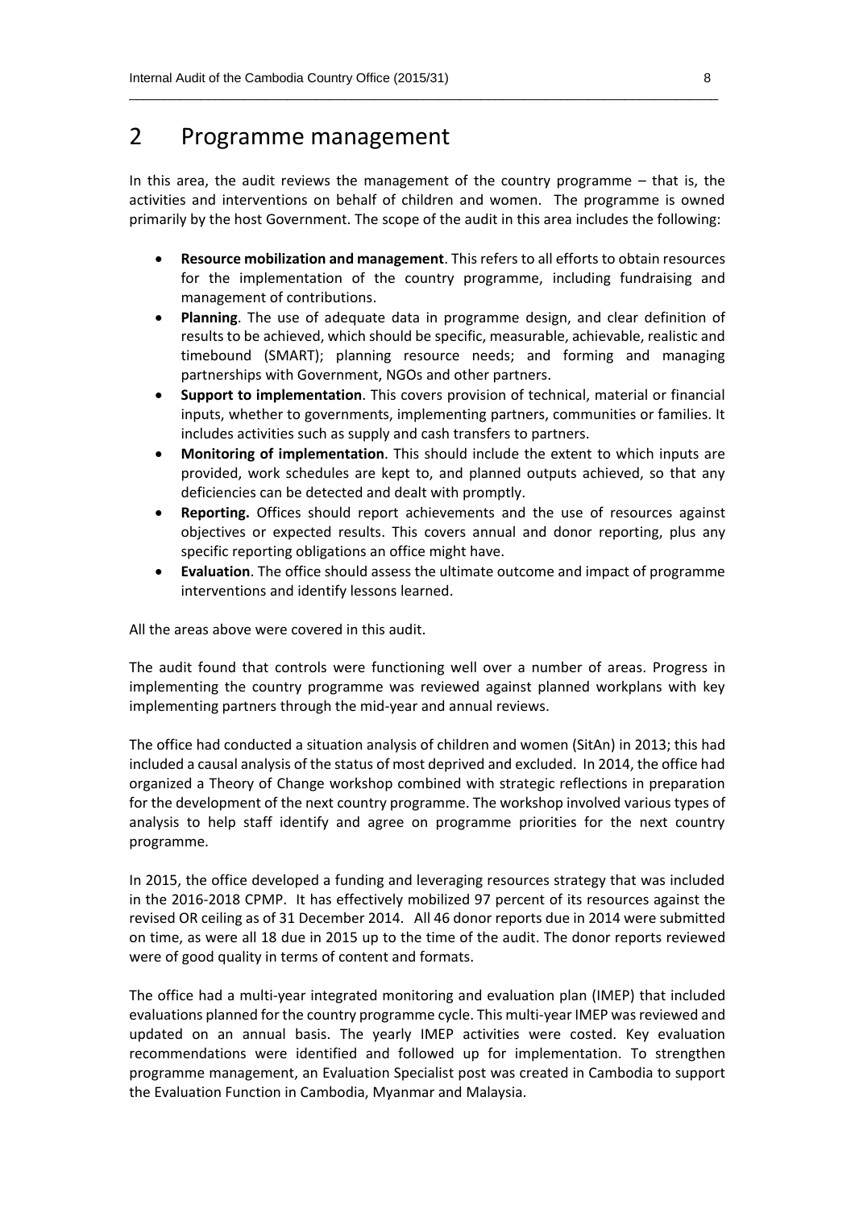# 2 Programme management

In this area, the audit reviews the management of the country programme – that is, the activities and interventions on behalf of children and women. The programme is owned primarily by the host Government. The scope of the audit in this area includes the following:

- **Resource mobilization and management**. This refers to all efforts to obtain resources for the implementation of the country programme, including fundraising and management of contributions.
- **Planning**. The use of adequate data in programme design, and clear definition of results to be achieved, which should be specific, measurable, achievable, realistic and timebound (SMART); planning resource needs; and forming and managing partnerships with Government, NGOs and other partners.
- **Support to implementation**. This covers provision of technical, material or financial inputs, whether to governments, implementing partners, communities or families. It includes activities such as supply and cash transfers to partners.
- **Monitoring of implementation**. This should include the extent to which inputs are provided, work schedules are kept to, and planned outputs achieved, so that any deficiencies can be detected and dealt with promptly.
- **Reporting.** Offices should report achievements and the use of resources against objectives or expected results. This covers annual and donor reporting, plus any specific reporting obligations an office might have.
- **Evaluation**. The office should assess the ultimate outcome and impact of programme interventions and identify lessons learned.

All the areas above were covered in this audit.

The audit found that controls were functioning well over a number of areas. Progress in implementing the country programme was reviewed against planned workplans with key implementing partners through the mid-year and annual reviews.

The office had conducted a situation analysis of children and women (SitAn) in 2013; this had included a causal analysis of the status of most deprived and excluded. In 2014, the office had organized a Theory of Change workshop combined with strategic reflections in preparation for the development of the next country programme. The workshop involved various types of analysis to help staff identify and agree on programme priorities for the next country programme.

In 2015, the office developed a funding and leveraging resources strategy that was included in the 2016-2018 CPMP. It has effectively mobilized 97 percent of its resources against the revised OR ceiling as of 31 December 2014. All 46 donor reports due in 2014 were submitted on time, as were all 18 due in 2015 up to the time of the audit. The donor reports reviewed were of good quality in terms of content and formats.

The office had a multi-year integrated monitoring and evaluation plan (IMEP) that included evaluations planned for the country programme cycle. This multi-year IMEP was reviewed and updated on an annual basis. The yearly IMEP activities were costed. Key evaluation recommendations were identified and followed up for implementation. To strengthen programme management, an Evaluation Specialist post was created in Cambodia to support the Evaluation Function in Cambodia, Myanmar and Malaysia.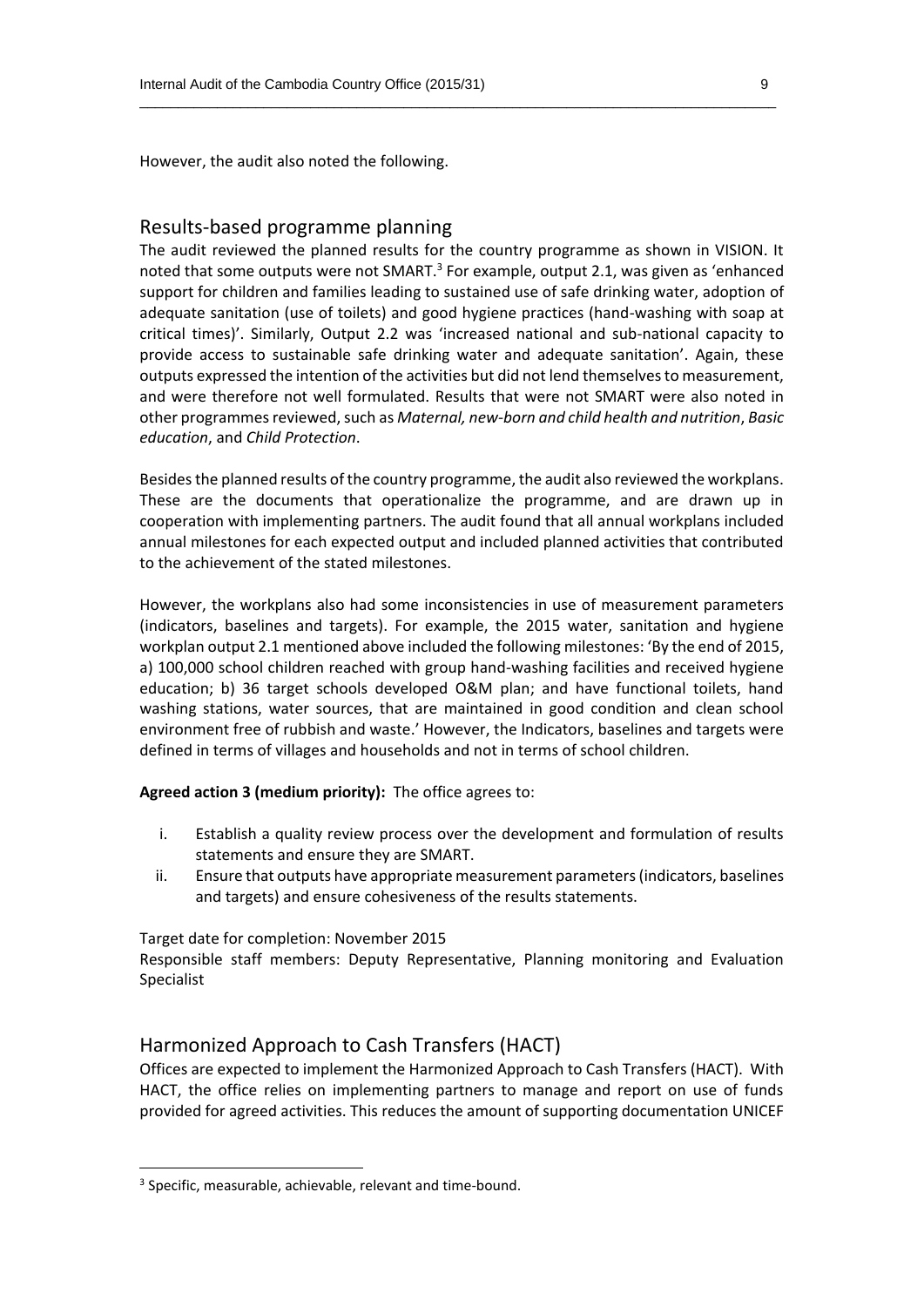However, the audit also noted the following.

## Results-based programme planning

The audit reviewed the planned results for the country programme as shown in VISION. It noted that some outputs were not SMART.[3] For example, output 2.1, was given as 'enhanced support for children and families leading to sustained use of safe drinking water, adoption of adequate sanitation (use of toilets) and good hygiene practices (hand-washing with soap at critical times)'. Similarly, Output 2.2 was 'increased national and sub-national capacity to provide access to sustainable safe drinking water and adequate sanitation'. Again, these outputs expressed the intention of the activities but did not lend themselves to measurement, and were therefore not well formulated. Results that were not SMART were also noted in other programmes reviewed, such as *Maternal, new-born and child health and nutrition*, *Basic education*, and *Child Protection*.

Besides the planned results of the country programme, the audit also reviewed the workplans. These are the documents that operationalize the programme, and are drawn up in cooperation with implementing partners. The audit found that all annual workplans included annual milestones for each expected output and included planned activities that contributed to the achievement of the stated milestones.

However, the workplans also had some inconsistencies in use of measurement parameters (indicators, baselines and targets). For example, the 2015 water, sanitation and hygiene workplan output 2.1 mentioned above included the following milestones: 'By the end of 2015, a) 100,000 school children reached with group hand-washing facilities and received hygiene education; b) 36 target schools developed O&M plan; and have functional toilets, hand washing stations, water sources, that are maintained in good condition and clean school environment free of rubbish and waste.' However, the Indicators, baselines and targets were defined in terms of villages and households and not in terms of school children.

**Agreed action 3 (medium priority):** The office agrees to:

i. Establish a quality review process over the development and formulation of results statements and ensure they are SMART.
ii. Ensure that outputs have appropriate measurement parameters (indicators, baselines and targets) and ensure cohesiveness of the results statements.

Target date for completion: November 2015
Responsible staff members: Deputy Representative, Planning monitoring and Evaluation Specialist

## Harmonized Approach to Cash Transfers (HACT)

Offices are expected to implement the Harmonized Approach to Cash Transfers (HACT). With HACT, the office relies on implementing partners to manage and report on use of funds provided for agreed activities. This reduces the amount of supporting documentation UNICEF

[3] Specific, measurable, achievable, relevant and time-bound.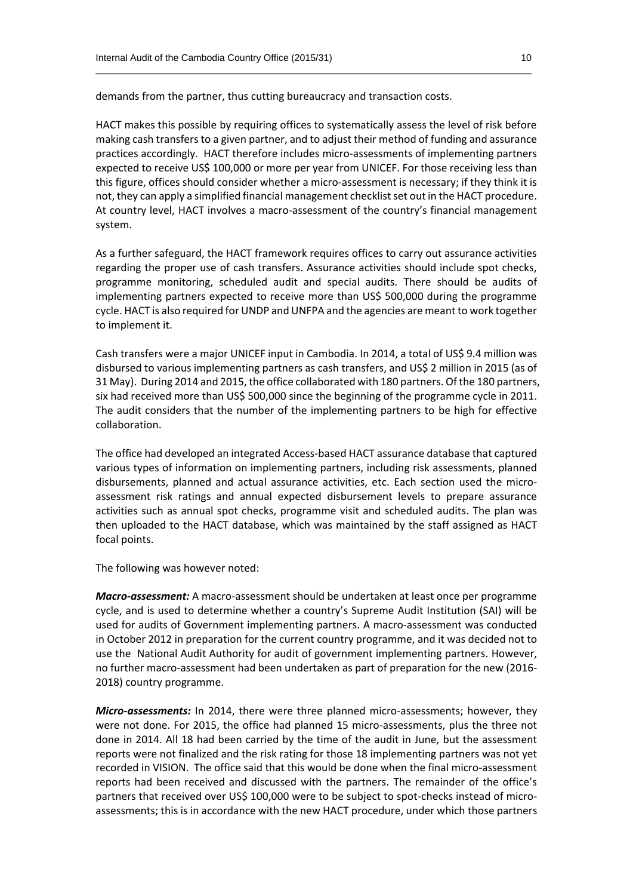demands from the partner, thus cutting bureaucracy and transaction costs.

HACT makes this possible by requiring offices to systematically assess the level of risk before making cash transfers to a given partner, and to adjust their method of funding and assurance practices accordingly. HACT therefore includes micro-assessments of implementing partners expected to receive US$ 100,000 or more per year from UNICEF. For those receiving less than this figure, offices should consider whether a micro-assessment is necessary; if they think it is not, they can apply a simplified financial management checklist set out in the HACT procedure. At country level, HACT involves a macro-assessment of the country's financial management system.

As a further safeguard, the HACT framework requires offices to carry out assurance activities regarding the proper use of cash transfers. Assurance activities should include spot checks, programme monitoring, scheduled audit and special audits. There should be audits of implementing partners expected to receive more than US$ 500,000 during the programme cycle. HACT is also required for UNDP and UNFPA and the agencies are meant to work together to implement it.

Cash transfers were a major UNICEF input in Cambodia. In 2014, a total of US$ 9.4 million was disbursed to various implementing partners as cash transfers, and US$ 2 million in 2015 (as of 31 May). During 2014 and 2015, the office collaborated with 180 partners. Of the 180 partners, six had received more than US$ 500,000 since the beginning of the programme cycle in 2011. The audit considers that the number of the implementing partners to be high for effective collaboration.

The office had developed an integrated Access-based HACT assurance database that captured various types of information on implementing partners, including risk assessments, planned disbursements, planned and actual assurance activities, etc. Each section used the micro-assessment risk ratings and annual expected disbursement levels to prepare assurance activities such as annual spot checks, programme visit and scheduled audits. The plan was then uploaded to the HACT database, which was maintained by the staff assigned as HACT focal points.

The following was however noted:

***Macro-assessment:*** A macro-assessment should be undertaken at least once per programme cycle, and is used to determine whether a country's Supreme Audit Institution (SAI) will be used for audits of Government implementing partners. A macro-assessment was conducted in October 2012 in preparation for the current country programme, and it was decided not to use the National Audit Authority for audit of government implementing partners. However, no further macro-assessment had been undertaken as part of preparation for the new (2016-2018) country programme.

***Micro-assessments:*** In 2014, there were three planned micro-assessments; however, they were not done. For 2015, the office had planned 15 micro-assessments, plus the three not done in 2014. All 18 had been carried by the time of the audit in June, but the assessment reports were not finalized and the risk rating for those 18 implementing partners was not yet recorded in VISION. The office said that this would be done when the final micro-assessment reports had been received and discussed with the partners. The remainder of the office's partners that received over US$ 100,000 were to be subject to spot-checks instead of micro-assessments; this is in accordance with the new HACT procedure, under which those partners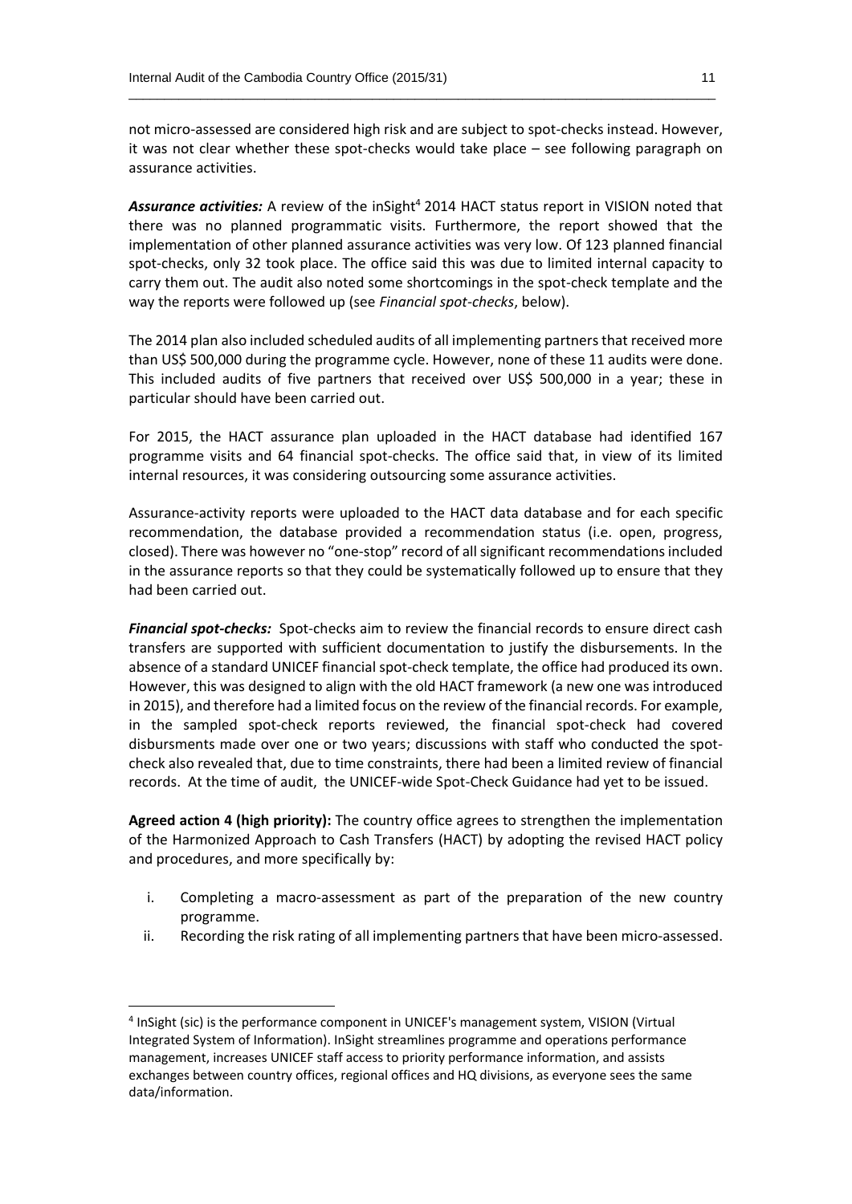not micro-assessed are considered high risk and are subject to spot-checks instead. However, it was not clear whether these spot-checks would take place – see following paragraph on assurance activities.

***Assurance activities:*** A review of the inSight[4] 2014 HACT status report in VISION noted that there was no planned programmatic visits. Furthermore, the report showed that the implementation of other planned assurance activities was very low. Of 123 planned financial spot-checks, only 32 took place. The office said this was due to limited internal capacity to carry them out. The audit also noted some shortcomings in the spot-check template and the way the reports were followed up (see *Financial spot-checks*, below).

The 2014 plan also included scheduled audits of all implementing partners that received more than US$ 500,000 during the programme cycle. However, none of these 11 audits were done. This included audits of five partners that received over US$ 500,000 in a year; these in particular should have been carried out.

For 2015, the HACT assurance plan uploaded in the HACT database had identified 167 programme visits and 64 financial spot-checks. The office said that, in view of its limited internal resources, it was considering outsourcing some assurance activities.

Assurance-activity reports were uploaded to the HACT data database and for each specific recommendation, the database provided a recommendation status (i.e. open, progress, closed). There was however no "one-stop" record of all significant recommendations included in the assurance reports so that they could be systematically followed up to ensure that they had been carried out.

***Financial spot-checks:*** Spot-checks aim to review the financial records to ensure direct cash transfers are supported with sufficient documentation to justify the disbursements. In the absence of a standard UNICEF financial spot-check template, the office had produced its own. However, this was designed to align with the old HACT framework (a new one was introduced in 2015), and therefore had a limited focus on the review of the financial records. For example, in the sampled spot-check reports reviewed, the financial spot-check had covered disbursments made over one or two years; discussions with staff who conducted the spot-check also revealed that, due to time constraints, there had been a limited review of financial records. At the time of audit, the UNICEF-wide Spot-Check Guidance had yet to be issued.

**Agreed action 4 (high priority):** The country office agrees to strengthen the implementation of the Harmonized Approach to Cash Transfers (HACT) by adopting the revised HACT policy and procedures, and more specifically by:

i. Completing a macro-assessment as part of the preparation of the new country programme.
ii. Recording the risk rating of all implementing partners that have been micro-assessed.

---

[4] InSight (sic) is the performance component in UNICEF's management system, VISION (Virtual Integrated System of Information). InSight streamlines programme and operations performance management, increases UNICEF staff access to priority performance information, and assists exchanges between country offices, regional offices and HQ divisions, as everyone sees the same data/information.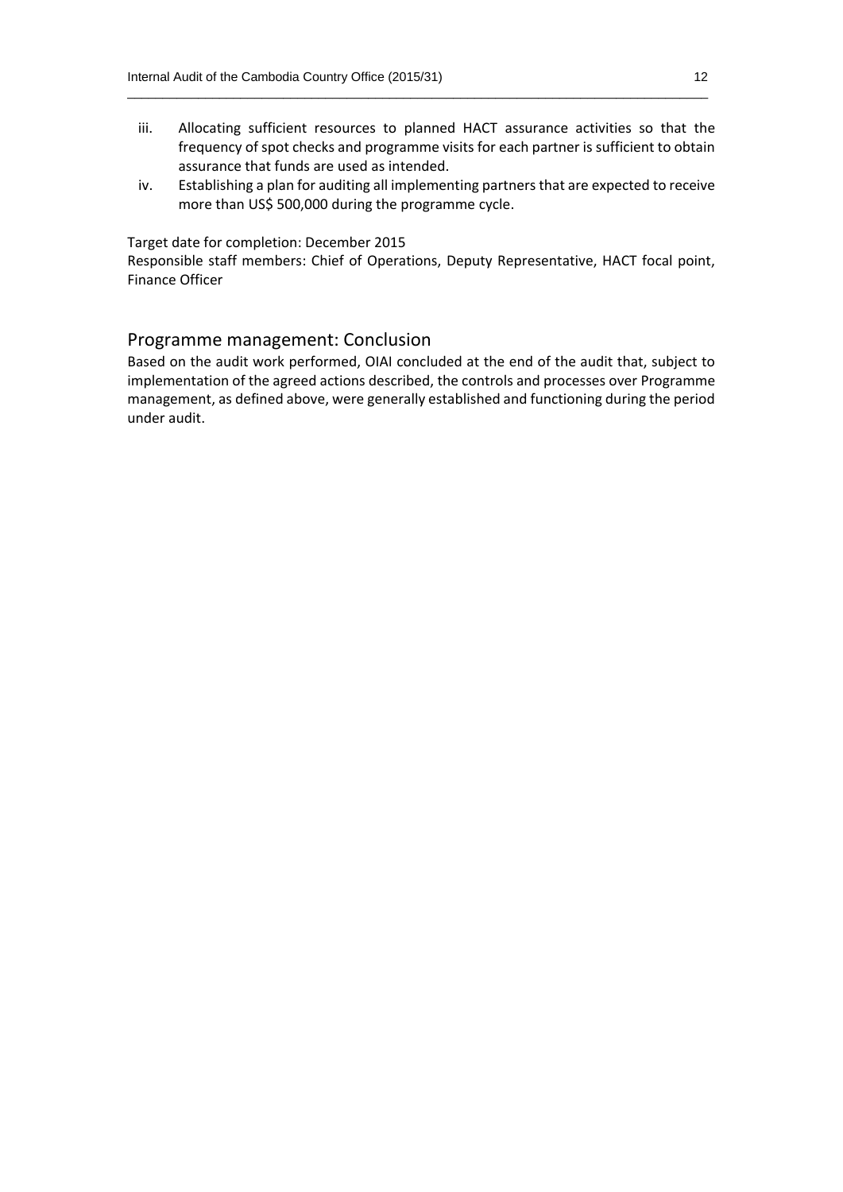iii. Allocating sufficient resources to planned HACT assurance activities so that the frequency of spot checks and programme visits for each partner is sufficient to obtain assurance that funds are used as intended.
iv. Establishing a plan for auditing all implementing partners that are expected to receive more than US$ 500,000 during the programme cycle.

Target date for completion: December 2015
Responsible staff members: Chief of Operations, Deputy Representative, HACT focal point, Finance Officer

## Programme management: Conclusion

Based on the audit work performed, OIAI concluded at the end of the audit that, subject to implementation of the agreed actions described, the controls and processes over Programme management, as defined above, were generally established and functioning during the period under audit.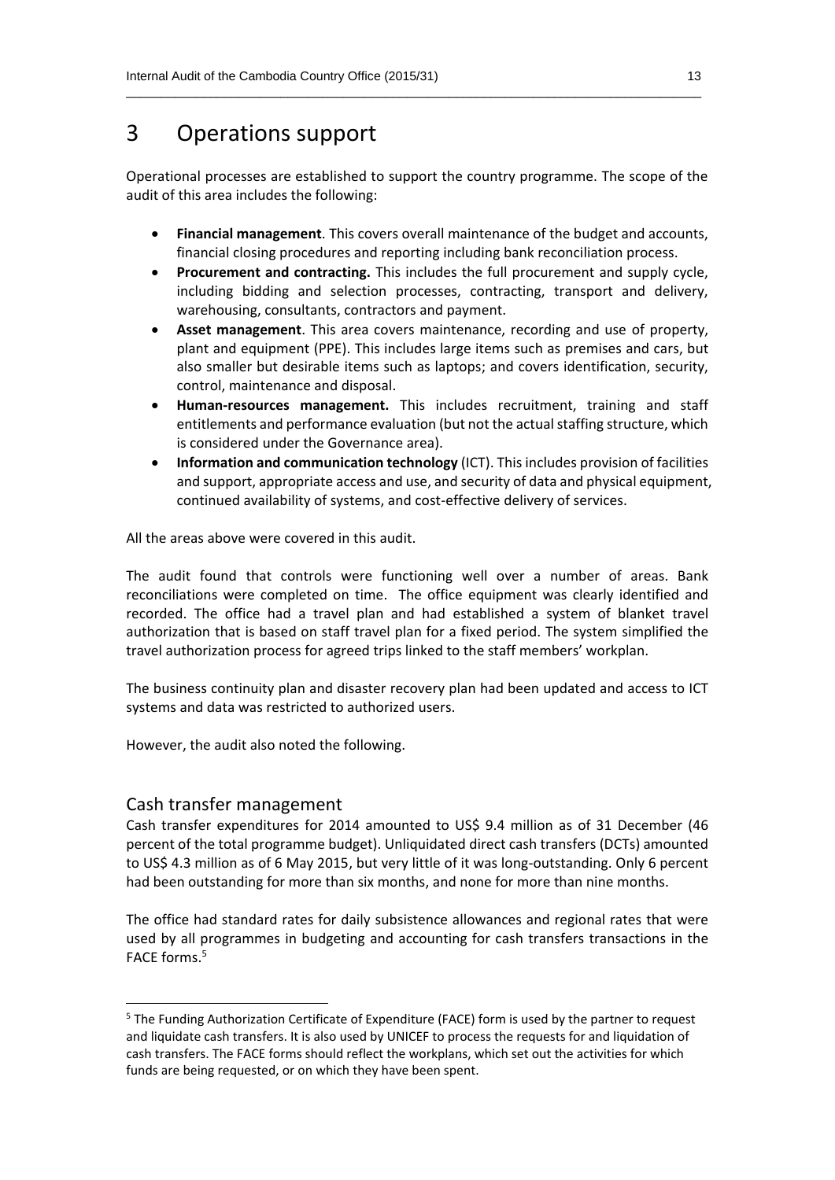# 3 Operations support

Operational processes are established to support the country programme. The scope of the audit of this area includes the following:

- **Financial management**. This covers overall maintenance of the budget and accounts, financial closing procedures and reporting including bank reconciliation process.
- **Procurement and contracting.** This includes the full procurement and supply cycle, including bidding and selection processes, contracting, transport and delivery, warehousing, consultants, contractors and payment.
- **Asset management**. This area covers maintenance, recording and use of property, plant and equipment (PPE). This includes large items such as premises and cars, but also smaller but desirable items such as laptops; and covers identification, security, control, maintenance and disposal.
- **Human-resources management.** This includes recruitment, training and staff entitlements and performance evaluation (but not the actual staffing structure, which is considered under the Governance area).
- **Information and communication technology** (ICT). This includes provision of facilities and support, appropriate access and use, and security of data and physical equipment, continued availability of systems, and cost-effective delivery of services.

All the areas above were covered in this audit.

The audit found that controls were functioning well over a number of areas. Bank reconciliations were completed on time. The office equipment was clearly identified and recorded. The office had a travel plan and had established a system of blanket travel authorization that is based on staff travel plan for a fixed period. The system simplified the travel authorization process for agreed trips linked to the staff members' workplan.

The business continuity plan and disaster recovery plan had been updated and access to ICT systems and data was restricted to authorized users.

However, the audit also noted the following.

## Cash transfer management

Cash transfer expenditures for 2014 amounted to US$ 9.4 million as of 31 December (46 percent of the total programme budget). Unliquidated direct cash transfers (DCTs) amounted to US$ 4.3 million as of 6 May 2015, but very little of it was long-outstanding. Only 6 percent had been outstanding for more than six months, and none for more than nine months.

The office had standard rates for daily subsistence allowances and regional rates that were used by all programmes in budgeting and accounting for cash transfers transactions in the FACE forms.[5]

[5] The Funding Authorization Certificate of Expenditure (FACE) form is used by the partner to request and liquidate cash transfers. It is also used by UNICEF to process the requests for and liquidation of cash transfers. The FACE forms should reflect the workplans, which set out the activities for which funds are being requested, or on which they have been spent.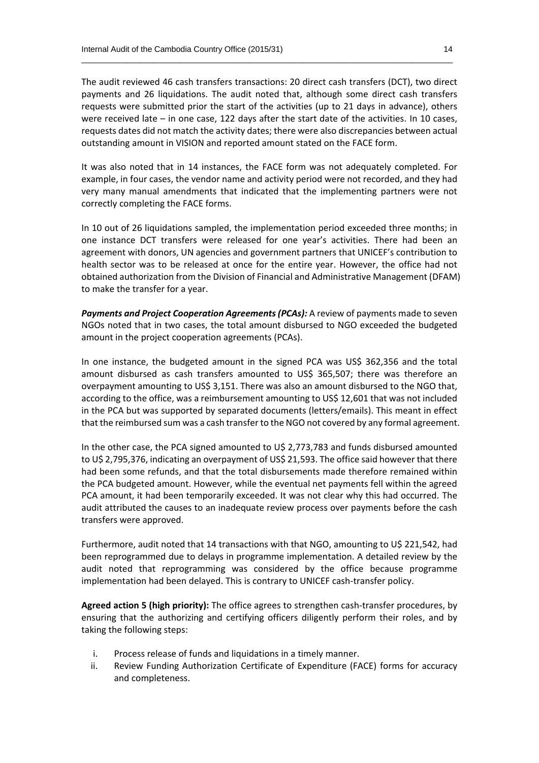The audit reviewed 46 cash transfers transactions: 20 direct cash transfers (DCT), two direct payments and 26 liquidations. The audit noted that, although some direct cash transfers requests were submitted prior the start of the activities (up to 21 days in advance), others were received late – in one case, 122 days after the start date of the activities. In 10 cases, requests dates did not match the activity dates; there were also discrepancies between actual outstanding amount in VISION and reported amount stated on the FACE form.

It was also noted that in 14 instances, the FACE form was not adequately completed. For example, in four cases, the vendor name and activity period were not recorded, and they had very many manual amendments that indicated that the implementing partners were not correctly completing the FACE forms.

In 10 out of 26 liquidations sampled, the implementation period exceeded three months; in one instance DCT transfers were released for one year's activities. There had been an agreement with donors, UN agencies and government partners that UNICEF's contribution to health sector was to be released at once for the entire year. However, the office had not obtained authorization from the Division of Financial and Administrative Management (DFAM) to make the transfer for a year.

***Payments and Project Cooperation Agreements (PCAs):*** A review of payments made to seven NGOs noted that in two cases, the total amount disbursed to NGO exceeded the budgeted amount in the project cooperation agreements (PCAs).

In one instance, the budgeted amount in the signed PCA was US$ 362,356 and the total amount disbursed as cash transfers amounted to US$ 365,507; there was therefore an overpayment amounting to US$ 3,151. There was also an amount disbursed to the NGO that, according to the office, was a reimbursement amounting to US$ 12,601 that was not included in the PCA but was supported by separated documents (letters/emails). This meant in effect that the reimbursed sum was a cash transfer to the NGO not covered by any formal agreement.

In the other case, the PCA signed amounted to U$ 2,773,783 and funds disbursed amounted to U$ 2,795,376, indicating an overpayment of US$ 21,593. The office said however that there had been some refunds, and that the total disbursements made therefore remained within the PCA budgeted amount. However, while the eventual net payments fell within the agreed PCA amount, it had been temporarily exceeded. It was not clear why this had occurred. The audit attributed the causes to an inadequate review process over payments before the cash transfers were approved.

Furthermore, audit noted that 14 transactions with that NGO, amounting to U$ 221,542, had been reprogrammed due to delays in programme implementation. A detailed review by the audit noted that reprogramming was considered by the office because programme implementation had been delayed. This is contrary to UNICEF cash-transfer policy.

**Agreed action 5 (high priority):** The office agrees to strengthen cash-transfer procedures, by ensuring that the authorizing and certifying officers diligently perform their roles, and by taking the following steps:

i. Process release of funds and liquidations in a timely manner.
ii. Review Funding Authorization Certificate of Expenditure (FACE) forms for accuracy and completeness.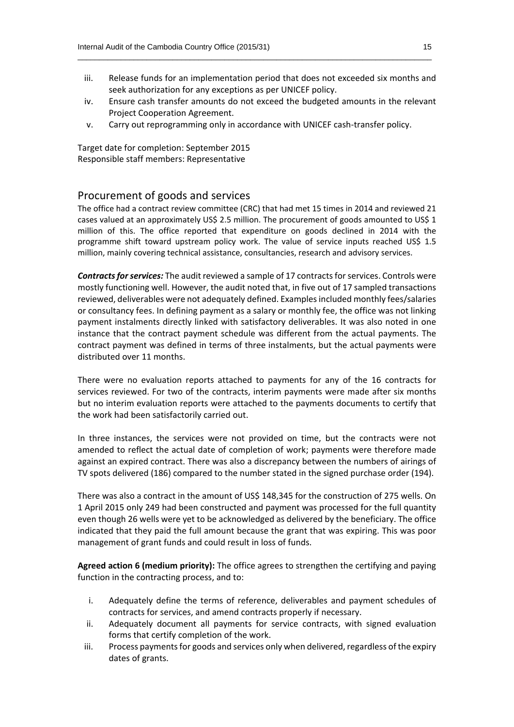iii. Release funds for an implementation period that does not exceeded six months and seek authorization for any exceptions as per UNICEF policy.
iv. Ensure cash transfer amounts do not exceed the budgeted amounts in the relevant Project Cooperation Agreement.
v. Carry out reprogramming only in accordance with UNICEF cash-transfer policy.

Target date for completion: September 2015
Responsible staff members: Representative

## Procurement of goods and services

The office had a contract review committee (CRC) that had met 15 times in 2014 and reviewed 21 cases valued at an approximately US$ 2.5 million. The procurement of goods amounted to US$ 1 million of this. The office reported that expenditure on goods declined in 2014 with the programme shift toward upstream policy work. The value of service inputs reached US$ 1.5 million, mainly covering technical assistance, consultancies, research and advisory services.

***Contracts for services:*** The audit reviewed a sample of 17 contracts for services. Controls were mostly functioning well. However, the audit noted that, in five out of 17 sampled transactions reviewed, deliverables were not adequately defined. Examples included monthly fees/salaries or consultancy fees. In defining payment as a salary or monthly fee, the office was not linking payment instalments directly linked with satisfactory deliverables. It was also noted in one instance that the contract payment schedule was different from the actual payments. The contract payment was defined in terms of three instalments, but the actual payments were distributed over 11 months.

There were no evaluation reports attached to payments for any of the 16 contracts for services reviewed. For two of the contracts, interim payments were made after six months but no interim evaluation reports were attached to the payments documents to certify that the work had been satisfactorily carried out.

In three instances, the services were not provided on time, but the contracts were not amended to reflect the actual date of completion of work; payments were therefore made against an expired contract. There was also a discrepancy between the numbers of airings of TV spots delivered (186) compared to the number stated in the signed purchase order (194).

There was also a contract in the amount of US$ 148,345 for the construction of 275 wells. On 1 April 2015 only 249 had been constructed and payment was processed for the full quantity even though 26 wells were yet to be acknowledged as delivered by the beneficiary. The office indicated that they paid the full amount because the grant that was expiring. This was poor management of grant funds and could result in loss of funds.

**Agreed action 6 (medium priority):** The office agrees to strengthen the certifying and paying function in the contracting process, and to:

i. Adequately define the terms of reference, deliverables and payment schedules of contracts for services, and amend contracts properly if necessary.
ii. Adequately document all payments for service contracts, with signed evaluation forms that certify completion of the work.
iii. Process payments for goods and services only when delivered, regardless of the expiry dates of grants.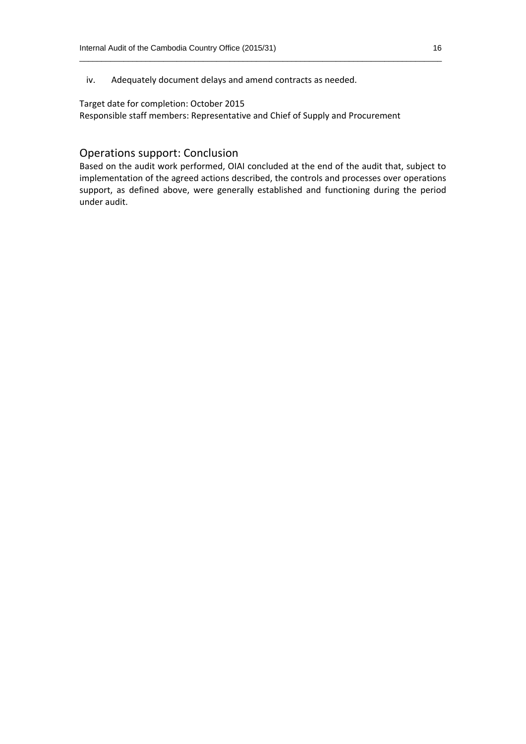iv. Adequately document delays and amend contracts as needed.

Target date for completion: October 2015
Responsible staff members: Representative and Chief of Supply and Procurement

## Operations support: Conclusion

Based on the audit work performed, OIAI concluded at the end of the audit that, subject to implementation of the agreed actions described, the controls and processes over operations support, as defined above, were generally established and functioning during the period under audit.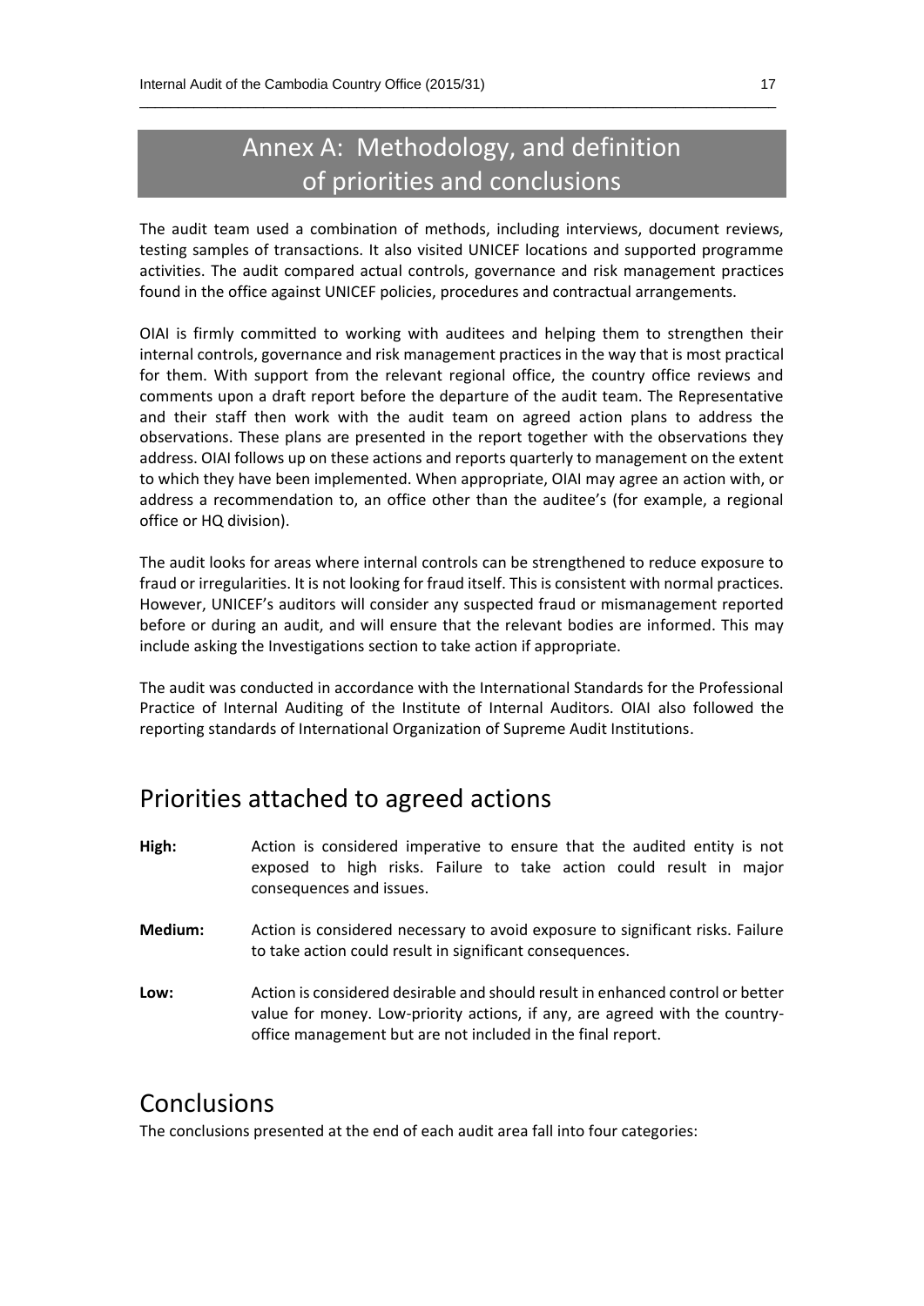# Annex A: Methodology, and definition of priorities and conclusions

The audit team used a combination of methods, including interviews, document reviews, testing samples of transactions. It also visited UNICEF locations and supported programme activities. The audit compared actual controls, governance and risk management practices found in the office against UNICEF policies, procedures and contractual arrangements.

OIAI is firmly committed to working with auditees and helping them to strengthen their internal controls, governance and risk management practices in the way that is most practical for them. With support from the relevant regional office, the country office reviews and comments upon a draft report before the departure of the audit team. The Representative and their staff then work with the audit team on agreed action plans to address the observations. These plans are presented in the report together with the observations they address. OIAI follows up on these actions and reports quarterly to management on the extent to which they have been implemented. When appropriate, OIAI may agree an action with, or address a recommendation to, an office other than the auditee's (for example, a regional office or HQ division).

The audit looks for areas where internal controls can be strengthened to reduce exposure to fraud or irregularities. It is not looking for fraud itself. This is consistent with normal practices. However, UNICEF's auditors will consider any suspected fraud or mismanagement reported before or during an audit, and will ensure that the relevant bodies are informed. This may include asking the Investigations section to take action if appropriate.

The audit was conducted in accordance with the International Standards for the Professional Practice of Internal Auditing of the Institute of Internal Auditors. OIAI also followed the reporting standards of International Organization of Supreme Audit Institutions.

## Priorities attached to agreed actions

**High:** Action is considered imperative to ensure that the audited entity is not exposed to high risks. Failure to take action could result in major consequences and issues.

**Medium:** Action is considered necessary to avoid exposure to significant risks. Failure to take action could result in significant consequences.

**Low:** Action is considered desirable and should result in enhanced control or better value for money. Low-priority actions, if any, are agreed with the country-office management but are not included in the final report.

## Conclusions

The conclusions presented at the end of each audit area fall into four categories: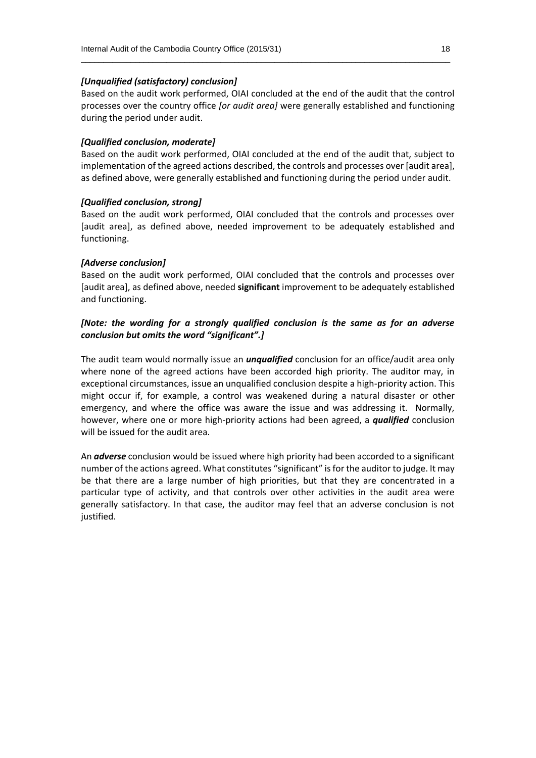***[Unqualified (satisfactory) conclusion]***

Based on the audit work performed, OIAI concluded at the end of the audit that the control processes over the country office *[or audit area]* were generally established and functioning during the period under audit.

***[Qualified conclusion, moderate]***

Based on the audit work performed, OIAI concluded at the end of the audit that, subject to implementation of the agreed actions described, the controls and processes over [audit area], as defined above, were generally established and functioning during the period under audit.

***[Qualified conclusion, strong]***

Based on the audit work performed, OIAI concluded that the controls and processes over [audit area], as defined above, needed improvement to be adequately established and functioning.

***[Adverse conclusion]***

Based on the audit work performed, OIAI concluded that the controls and processes over [audit area], as defined above, needed **significant** improvement to be adequately established and functioning.

***[Note: the wording for a strongly qualified conclusion is the same as for an adverse conclusion but omits the word "significant".]***

The audit team would normally issue an ***unqualified*** conclusion for an office/audit area only where none of the agreed actions have been accorded high priority. The auditor may, in exceptional circumstances, issue an unqualified conclusion despite a high-priority action. This might occur if, for example, a control was weakened during a natural disaster or other emergency, and where the office was aware the issue and was addressing it. Normally, however, where one or more high-priority actions had been agreed, a ***qualified*** conclusion will be issued for the audit area.

An ***adverse*** conclusion would be issued where high priority had been accorded to a significant number of the actions agreed. What constitutes "significant" is for the auditor to judge. It may be that there are a large number of high priorities, but that they are concentrated in a particular type of activity, and that controls over other activities in the audit area were generally satisfactory. In that case, the auditor may feel that an adverse conclusion is not justified.